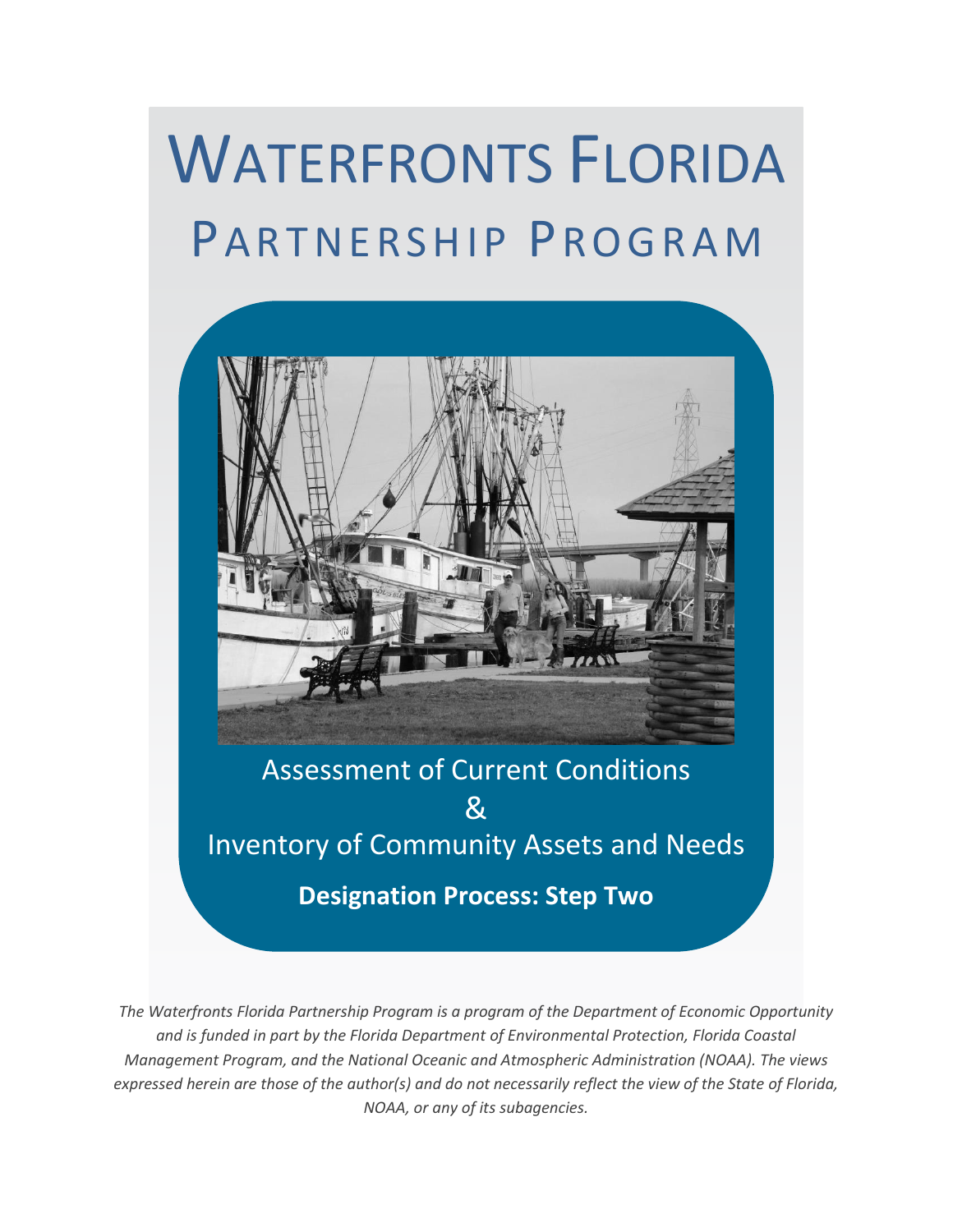# WATERFRONTS FLORIDA

## PARTNERSHIP PROGRAM

Assessment of Current Conditions

&

Inventory of Community Assets and Needs

**Designation Process: Step Two**

*The Waterfronts Florida Partnership Program is a program of the Department of Economic Opportunity and is funded in part by the Florida Department of Environmental Protection, Florida Coastal Management Program, and the National Oceanic and Atmospheric Administration (NOAA). The views expressed herein are those of the author(s) and do not necessarily reflect the view of the State of Florida, NOAA, or any of its subagencies.*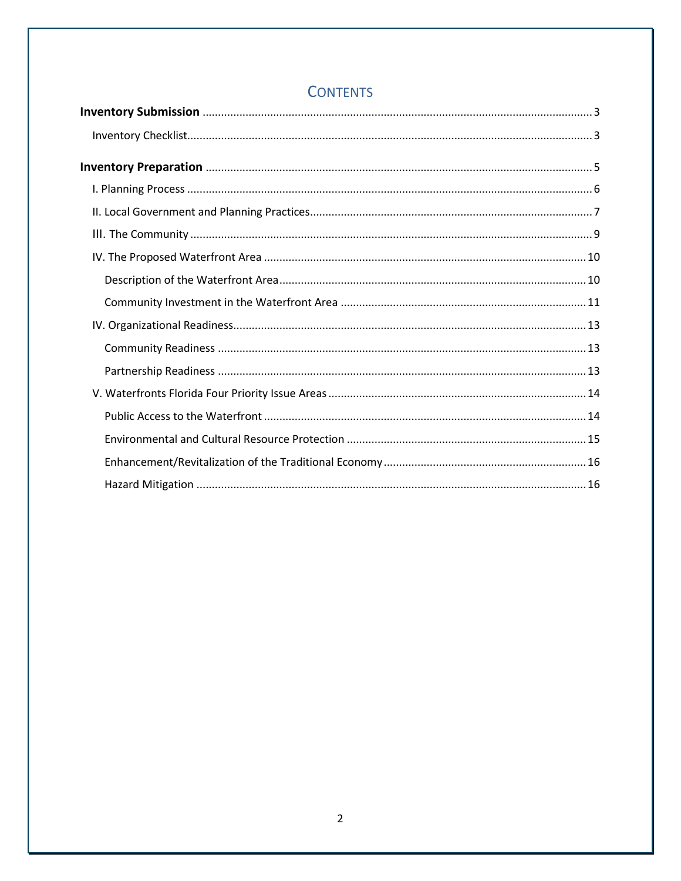# Contents

**Inventory Submission** ..... 3

- Inventory Checklist ..... 3

**Inventory Preparation** ..... 5

- I. Planning Process ..... 6
- II. Local Government and Planning Practices ..... 7
- III. The Community ..... 9
- IV. The Proposed Waterfront Area ..... 10
  - Description of the Waterfront Area ..... 10
  - Community Investment in the Waterfront Area ..... 11
- IV. Organizational Readiness ..... 13
  - Community Readiness ..... 13
  - Partnership Readiness ..... 13
- V. Waterfronts Florida Four Priority Issue Areas ..... 14
  - Public Access to the Waterfront ..... 14
  - Environmental and Cultural Resource Protection ..... 15
  - Enhancement/Revitalization of the Traditional Economy ..... 16
  - Hazard Mitigation ..... 16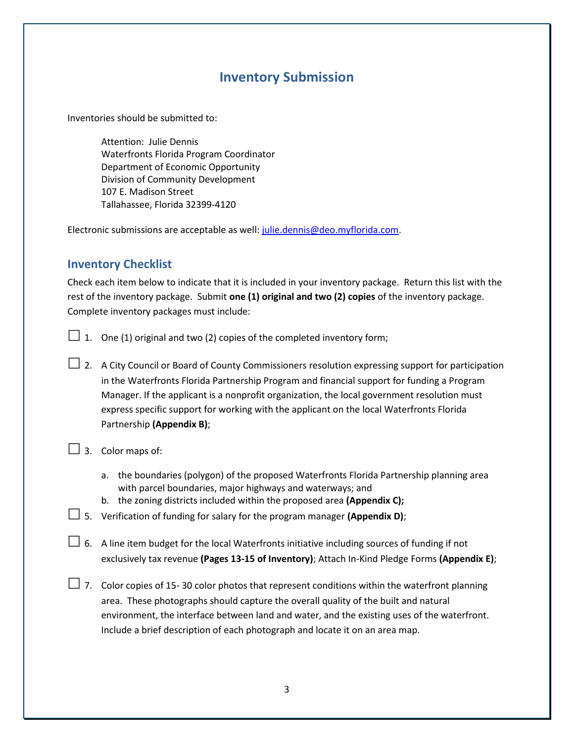## Inventory Submission

Inventories should be submitted to:

Attention: Julie Dennis
Waterfronts Florida Program Coordinator
Department of Economic Opportunity
Division of Community Development
107 E. Madison Street
Tallahassee, Florida 32399-4120

Electronic submissions are acceptable as well: julie.dennis@deo.myflorida.com.

### Inventory Checklist

Check each item below to indicate that it is included in your inventory package. Return this list with the rest of the inventory package. Submit **one (1) original and two (2) copies** of the inventory package. Complete inventory packages must include:

☐ 1. One (1) original and two (2) copies of the completed inventory form;

☐ 2. A City Council or Board of County Commissioners resolution expressing support for participation in the Waterfronts Florida Partnership Program and financial support for funding a Program Manager. If the applicant is a nonprofit organization, the local government resolution must express specific support for working with the applicant on the local Waterfronts Florida Partnership **(Appendix B)**;

☐ 3. Color maps of:

   a. the boundaries (polygon) of the proposed Waterfronts Florida Partnership planning area with parcel boundaries, major highways and waterways; and
   b. the zoning districts included within the proposed area **(Appendix C);**

☐ 5. Verification of funding for salary for the program manager **(Appendix D)**;

☐ 6. A line item budget for the local Waterfronts initiative including sources of funding if not exclusively tax revenue **(Pages 13-15 of Inventory)**; Attach In-Kind Pledge Forms **(Appendix E)**;

☐ 7. Color copies of 15- 30 color photos that represent conditions within the waterfront planning area. These photographs should capture the overall quality of the built and natural environment, the interface between land and water, and the existing uses of the waterfront. Include a brief description of each photograph and locate it on an area map.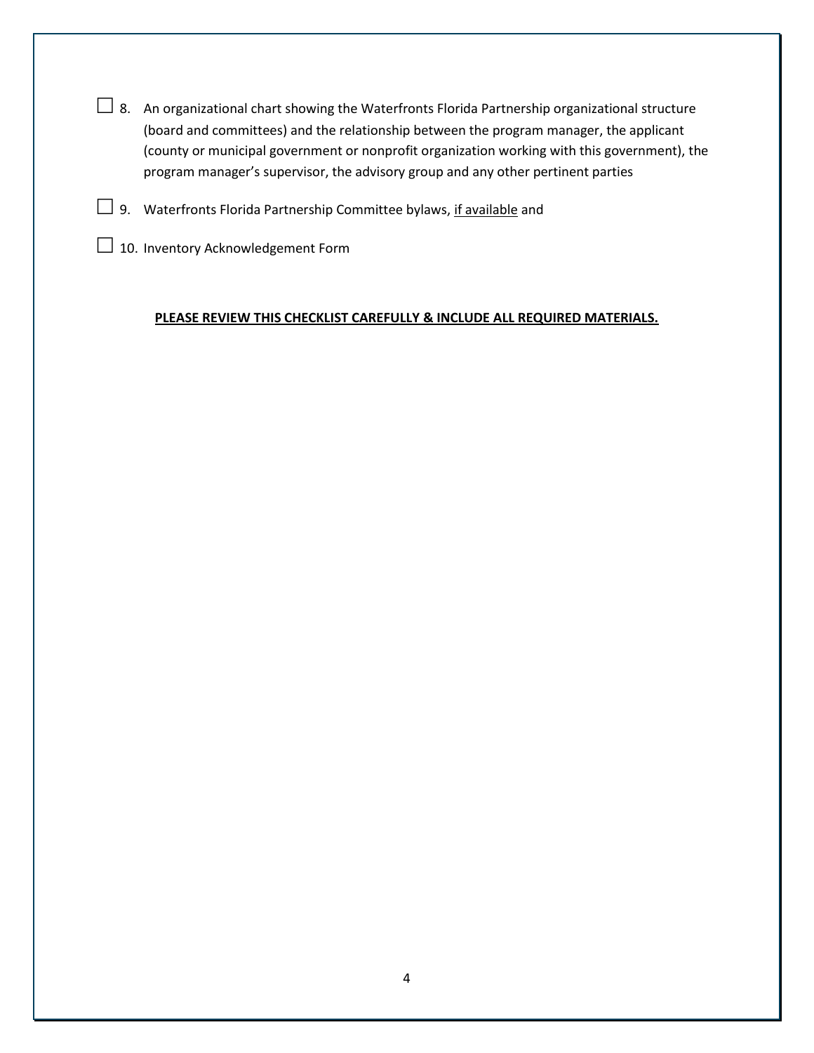☐ 8. An organizational chart showing the Waterfronts Florida Partnership organizational structure (board and committees) and the relationship between the program manager, the applicant (county or municipal government or nonprofit organization working with this government), the program manager's supervisor, the advisory group and any other pertinent parties

☐ 9. Waterfronts Florida Partnership Committee bylaws, <u>if available</u> and

☐ 10. Inventory Acknowledgement Form

<u>**PLEASE REVIEW THIS CHECKLIST CAREFULLY & INCLUDE ALL REQUIRED MATERIALS.**</u>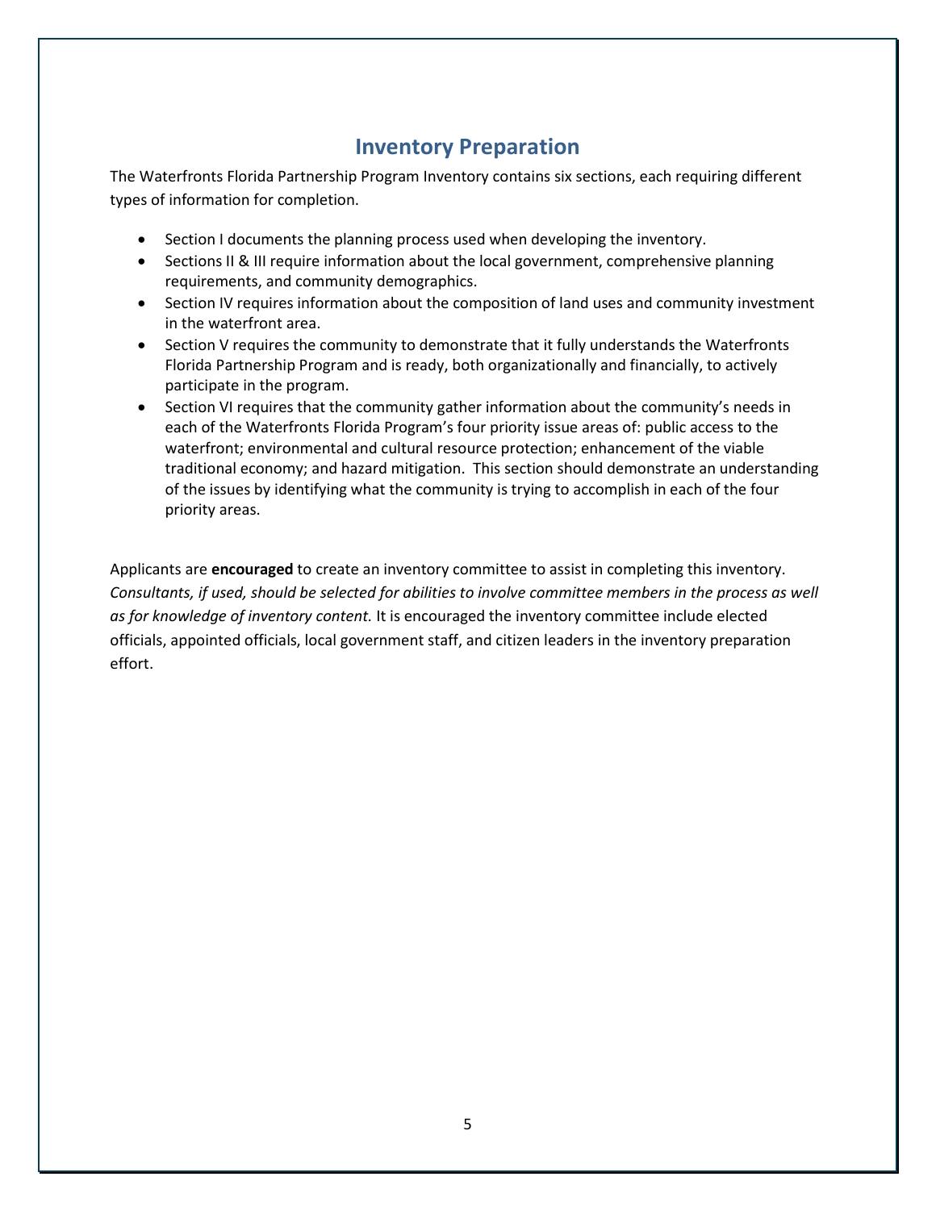# Inventory Preparation

The Waterfronts Florida Partnership Program Inventory contains six sections, each requiring different types of information for completion.

- Section I documents the planning process used when developing the inventory.
- Sections II & III require information about the local government, comprehensive planning requirements, and community demographics.
- Section IV requires information about the composition of land uses and community investment in the waterfront area.
- Section V requires the community to demonstrate that it fully understands the Waterfronts Florida Partnership Program and is ready, both organizationally and financially, to actively participate in the program.
- Section VI requires that the community gather information about the community's needs in each of the Waterfronts Florida Program's four priority issue areas of: public access to the waterfront; environmental and cultural resource protection; enhancement of the viable traditional economy; and hazard mitigation. This section should demonstrate an understanding of the issues by identifying what the community is trying to accomplish in each of the four priority areas.

Applicants are **encouraged** to create an inventory committee to assist in completing this inventory. *Consultants, if used, should be selected for abilities to involve committee members in the process as well as for knowledge of inventory content.* It is encouraged the inventory committee include elected officials, appointed officials, local government staff, and citizen leaders in the inventory preparation effort.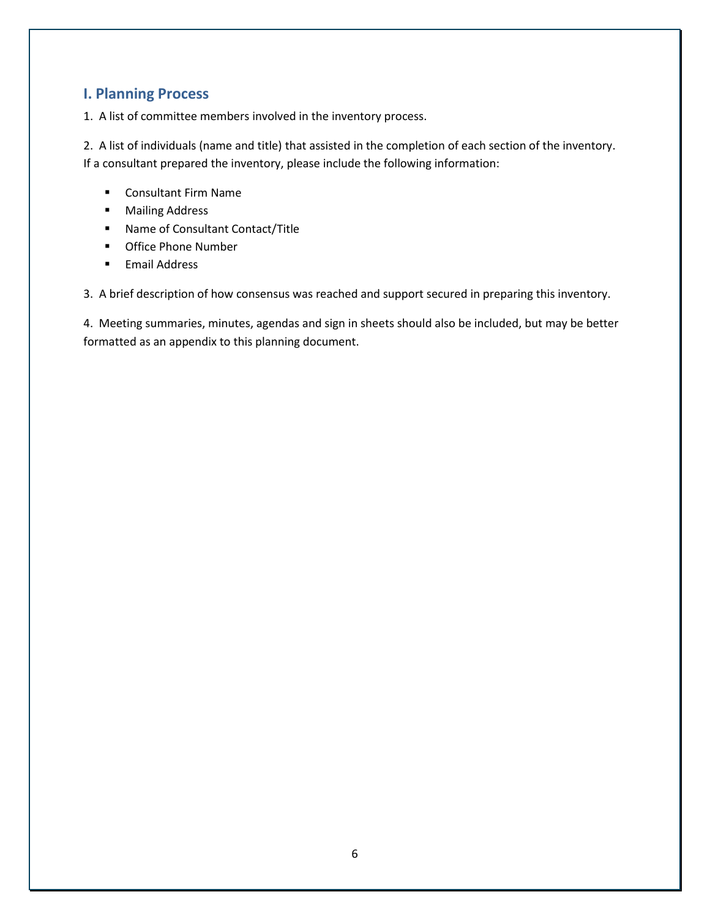## I. Planning Process

1. A list of committee members involved in the inventory process.

2. A list of individuals (name and title) that assisted in the completion of each section of the inventory. If a consultant prepared the inventory, please include the following information:

- Consultant Firm Name
- Mailing Address
- Name of Consultant Contact/Title
- Office Phone Number
- Email Address

3. A brief description of how consensus was reached and support secured in preparing this inventory.

4. Meeting summaries, minutes, agendas and sign in sheets should also be included, but may be better formatted as an appendix to this planning document.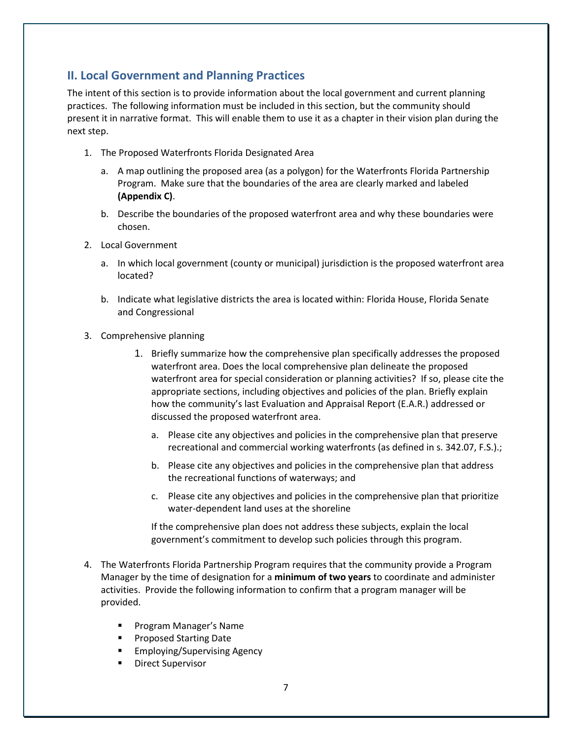## II. Local Government and Planning Practices

The intent of this section is to provide information about the local government and current planning practices. The following information must be included in this section, but the community should present it in narrative format. This will enable them to use it as a chapter in their vision plan during the next step.

1. The Proposed Waterfronts Florida Designated Area

   a. A map outlining the proposed area (as a polygon) for the Waterfronts Florida Partnership Program. Make sure that the boundaries of the area are clearly marked and labeled **(Appendix C)**.

   b. Describe the boundaries of the proposed waterfront area and why these boundaries were chosen.

2. Local Government

   a. In which local government (county or municipal) jurisdiction is the proposed waterfront area located?

   b. Indicate what legislative districts the area is located within: Florida House, Florida Senate and Congressional

3. Comprehensive planning

   1. Briefly summarize how the comprehensive plan specifically addresses the proposed waterfront area. Does the local comprehensive plan delineate the proposed waterfront area for special consideration or planning activities? If so, please cite the appropriate sections, including objectives and policies of the plan. Briefly explain how the community's last Evaluation and Appraisal Report (E.A.R.) addressed or discussed the proposed waterfront area.

      a. Please cite any objectives and policies in the comprehensive plan that preserve recreational and commercial working waterfronts (as defined in s. 342.07, F.S.).;

      b. Please cite any objectives and policies in the comprehensive plan that address the recreational functions of waterways; and

      c. Please cite any objectives and policies in the comprehensive plan that prioritize water-dependent land uses at the shoreline

      If the comprehensive plan does not address these subjects, explain the local government's commitment to develop such policies through this program.

4. The Waterfronts Florida Partnership Program requires that the community provide a Program Manager by the time of designation for a **minimum of two years** to coordinate and administer activities. Provide the following information to confirm that a program manager will be provided.

   - Program Manager's Name
   - Proposed Starting Date
   - Employing/Supervising Agency
   - Direct Supervisor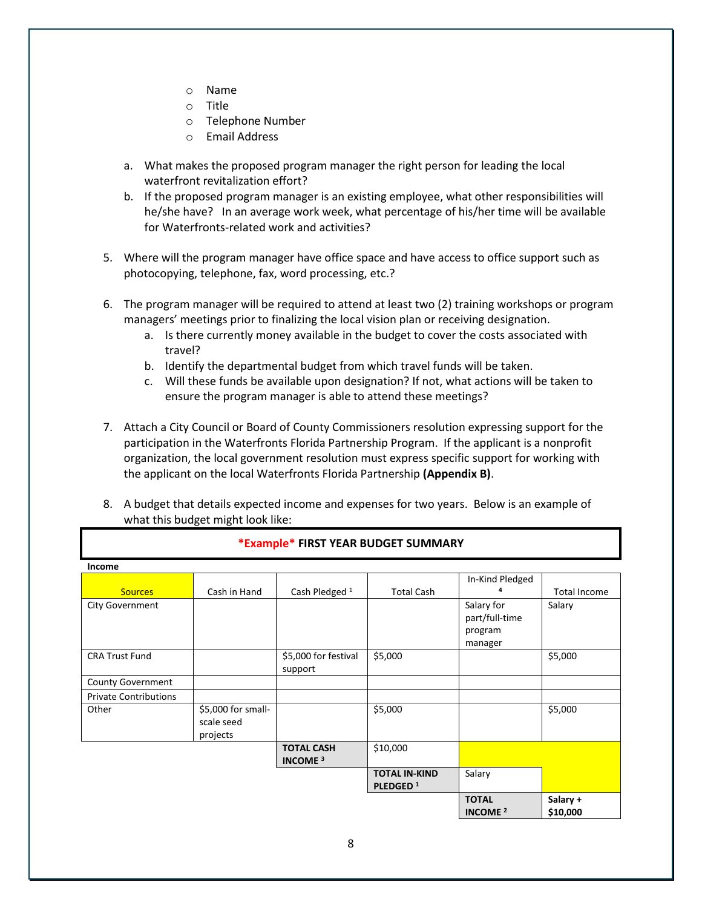- Name
- Title
- Telephone Number
- Email Address

a. What makes the proposed program manager the right person for leading the local waterfront revitalization effort?

b. If the proposed program manager is an existing employee, what other responsibilities will he/she have? In an average work week, what percentage of his/her time will be available for Waterfronts-related work and activities?

5. Where will the program manager have office space and have access to office support such as photocopying, telephone, fax, word processing, etc.?

6. The program manager will be required to attend at least two (2) training workshops or program managers' meetings prior to finalizing the local vision plan or receiving designation.
   a. Is there currently money available in the budget to cover the costs associated with travel?
   b. Identify the departmental budget from which travel funds will be taken.
   c. Will these funds be available upon designation? If not, what actions will be taken to ensure the program manager is able to attend these meetings?

7. Attach a City Council or Board of County Commissioners resolution expressing support for the participation in the Waterfronts Florida Partnership Program. If the applicant is a nonprofit organization, the local government resolution must express specific support for working with the applicant on the local Waterfronts Florida Partnership **(Appendix B)**.

8. A budget that details expected income and expenses for two years. Below is an example of what this budget might look like:

**\*Example\* FIRST YEAR BUDGET SUMMARY**

**Income**

| Sources | Cash in Hand | Cash Pledged [1] | Total Cash | In-Kind Pledged [4] | Total Income |
|---|---|---|---|---|---|
| City Government | | | | Salary for part/full-time program manager | Salary |
| CRA Trust Fund | | $5,000 for festival support | $5,000 | | $5,000 |
| County Government | | | | | |
| Private Contributions | | | | | |
| Other | $5,000 for small-scale seed projects | | $5,000 | | $5,000 |
| | | **TOTAL CASH INCOME [3]** | $10,000 | | |
| | | | **TOTAL IN-KIND PLEDGED [1]** | Salary | |
| | | | | **TOTAL INCOME [2]** | **Salary + $10,000** |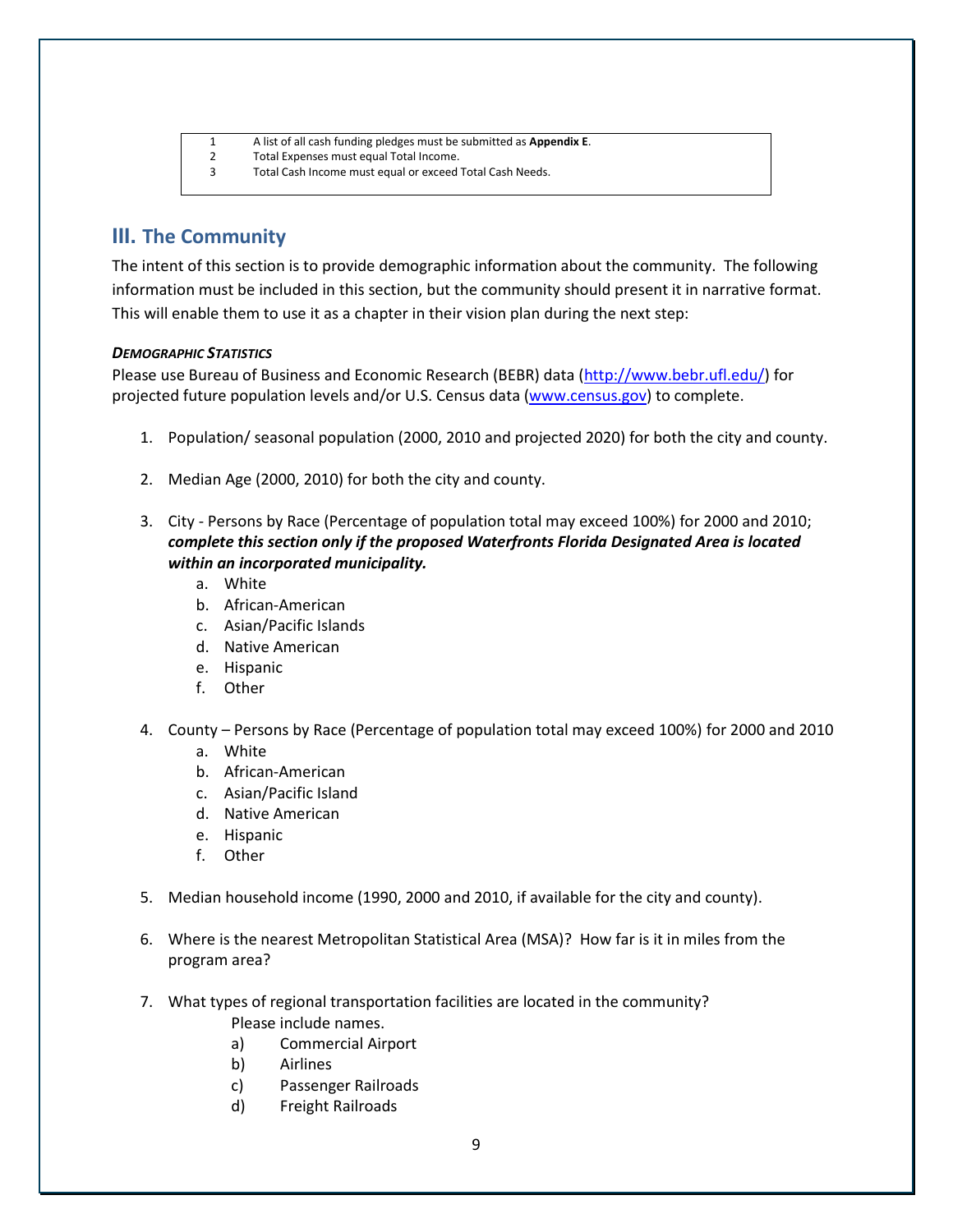| | |
|---|---|
| 1 | A list of all cash funding pledges must be submitted as **Appendix E**. |
| 2 | Total Expenses must equal Total Income. |
| 3 | Total Cash Income must equal or exceed Total Cash Needs. |

## III. The Community

The intent of this section is to provide demographic information about the community. The following information must be included in this section, but the community should present it in narrative format. This will enable them to use it as a chapter in their vision plan during the next step:

***DEMOGRAPHIC STATISTICS***

Please use Bureau of Business and Economic Research (BEBR) data (http://www.bebr.ufl.edu/) for projected future population levels and/or U.S. Census data (www.census.gov) to complete.

1. Population/ seasonal population (2000, 2010 and projected 2020) for both the city and county.

2. Median Age (2000, 2010) for both the city and county.

3. City - Persons by Race (Percentage of population total may exceed 100%) for 2000 and 2010; ***complete this section only if the proposed Waterfronts Florida Designated Area is located within an incorporated municipality.***
   a. White
   b. African-American
   c. Asian/Pacific Islands
   d. Native American
   e. Hispanic
   f. Other

4. County – Persons by Race (Percentage of population total may exceed 100%) for 2000 and 2010
   a. White
   b. African-American
   c. Asian/Pacific Island
   d. Native American
   e. Hispanic
   f. Other

5. Median household income (1990, 2000 and 2010, if available for the city and county).

6. Where is the nearest Metropolitan Statistical Area (MSA)? How far is it in miles from the program area?

7. What types of regional transportation facilities are located in the community? Please include names.
   a) Commercial Airport
   b) Airlines
   c) Passenger Railroads
   d) Freight Railroads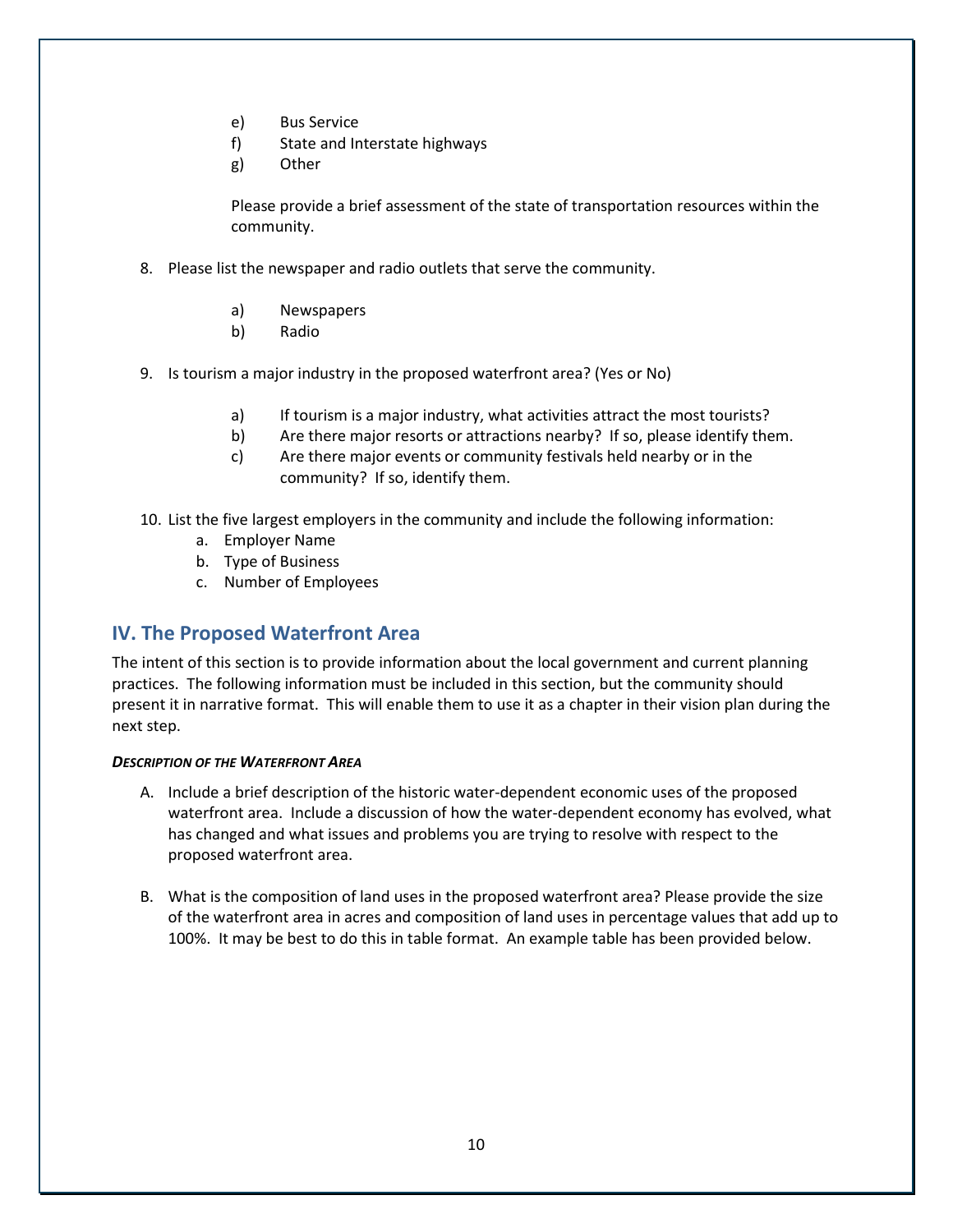e) Bus Service
f) State and Interstate highways
g) Other

Please provide a brief assessment of the state of transportation resources within the community.

8. Please list the newspaper and radio outlets that serve the community.

    a) Newspapers
    b) Radio

9. Is tourism a major industry in the proposed waterfront area? (Yes or No)

    a) If tourism is a major industry, what activities attract the most tourists?
    b) Are there major resorts or attractions nearby? If so, please identify them.
    c) Are there major events or community festivals held nearby or in the community? If so, identify them.

10. List the five largest employers in the community and include the following information:
    a. Employer Name
    b. Type of Business
    c. Number of Employees

## IV. The Proposed Waterfront Area

The intent of this section is to provide information about the local government and current planning practices. The following information must be included in this section, but the community should present it in narrative format. This will enable them to use it as a chapter in their vision plan during the next step.

#### *Description of the Waterfront Area*

A. Include a brief description of the historic water-dependent economic uses of the proposed waterfront area. Include a discussion of how the water-dependent economy has evolved, what has changed and what issues and problems you are trying to resolve with respect to the proposed waterfront area.

B. What is the composition of land uses in the proposed waterfront area? Please provide the size of the waterfront area in acres and composition of land uses in percentage values that add up to 100%. It may be best to do this in table format. An example table has been provided below.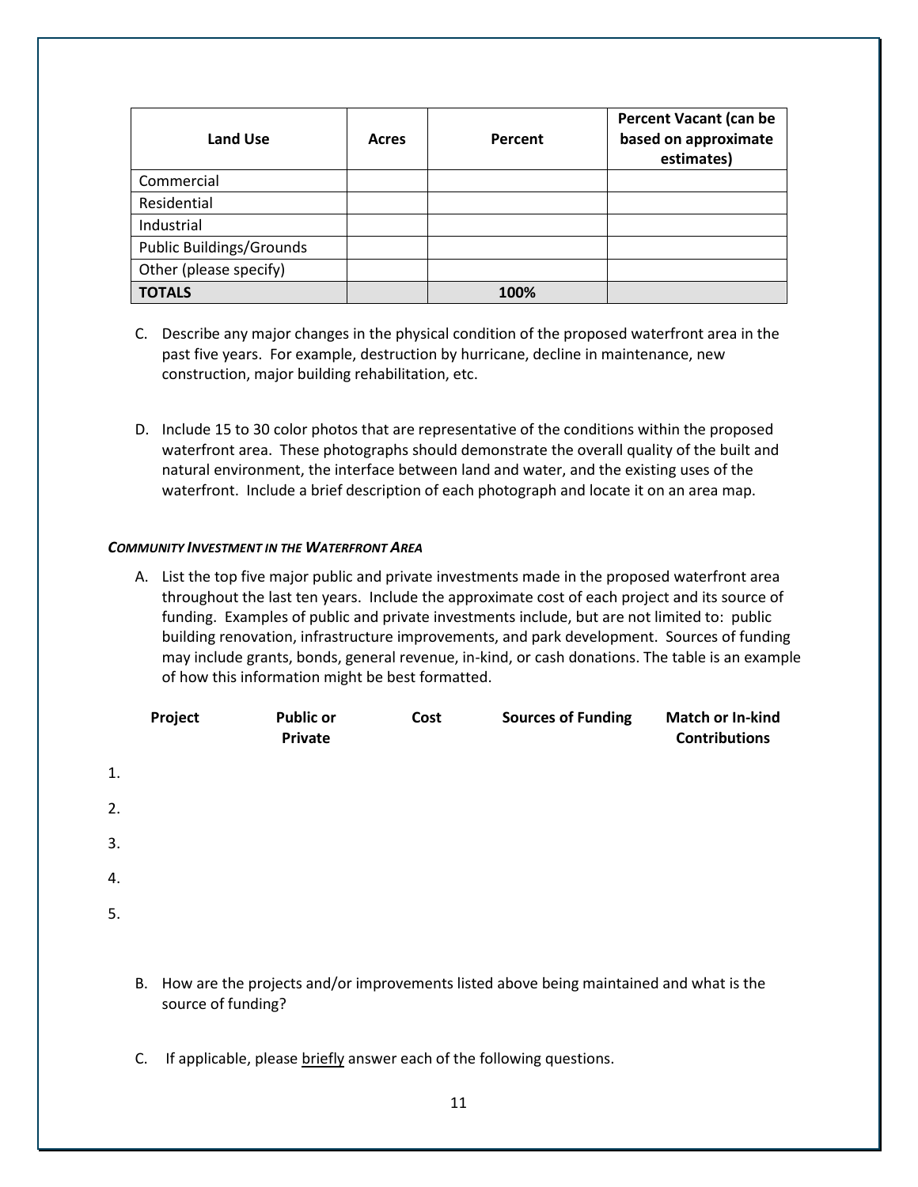| Land Use | Acres | Percent | Percent Vacant (can be based on approximate estimates) |
|---|---|---|---|
| Commercial | | | |
| Residential | | | |
| Industrial | | | |
| Public Buildings/Grounds | | | |
| Other (please specify) | | | |
| **TOTALS** | | **100%** | |

C. Describe any major changes in the physical condition of the proposed waterfront area in the past five years. For example, destruction by hurricane, decline in maintenance, new construction, major building rehabilitation, etc.

D. Include 15 to 30 color photos that are representative of the conditions within the proposed waterfront area. These photographs should demonstrate the overall quality of the built and natural environment, the interface between land and water, and the existing uses of the waterfront. Include a brief description of each photograph and locate it on an area map.

***COMMUNITY INVESTMENT IN THE WATERFRONT AREA***

A. List the top five major public and private investments made in the proposed waterfront area throughout the last ten years. Include the approximate cost of each project and its source of funding. Examples of public and private investments include, but are not limited to: public building renovation, infrastructure improvements, and park development. Sources of funding may include grants, bonds, general revenue, in-kind, or cash donations. The table is an example of how this information might be best formatted.

| | Project | Public or Private | Cost | Sources of Funding | Match or In-kind Contributions |
|---|---|---|---|---|---|
| 1. | | | | | |
| 2. | | | | | |
| 3. | | | | | |
| 4. | | | | | |
| 5. | | | | | |

B. How are the projects and/or improvements listed above being maintained and what is the source of funding?

C. If applicable, please <u>briefly</u> answer each of the following questions.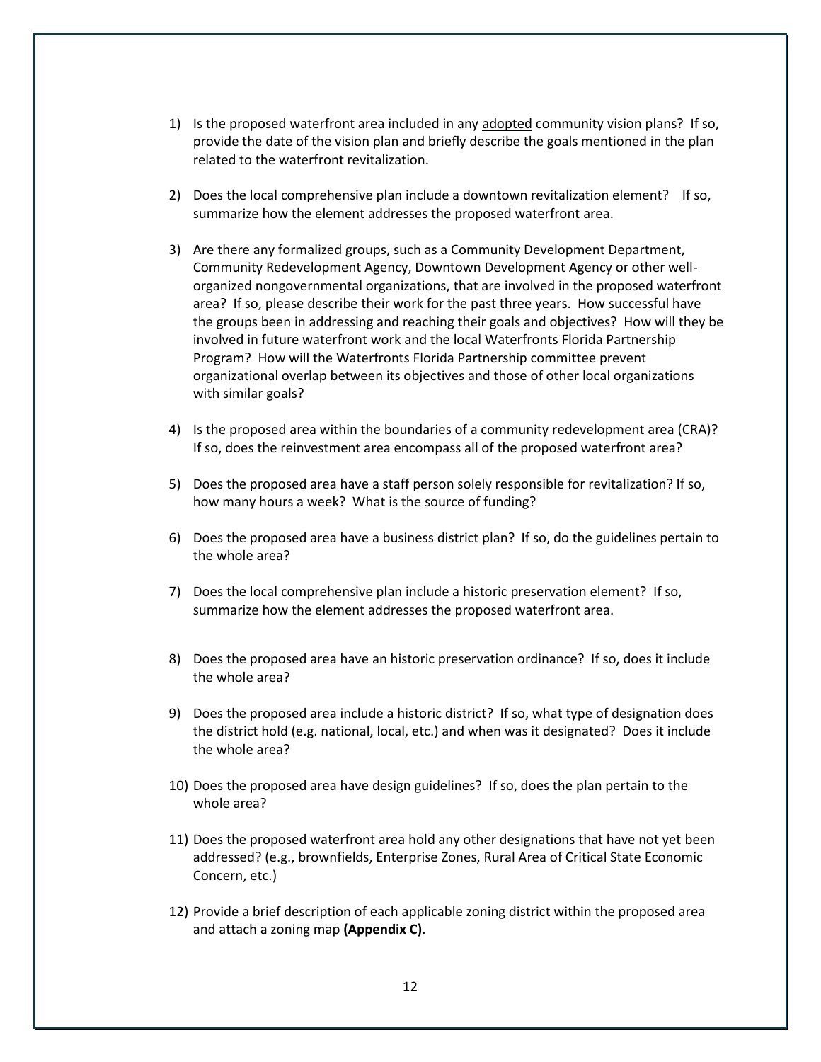1) Is the proposed waterfront area included in any <u>adopted</u> community vision plans? If so, provide the date of the vision plan and briefly describe the goals mentioned in the plan related to the waterfront revitalization.

2) Does the local comprehensive plan include a downtown revitalization element? If so, summarize how the element addresses the proposed waterfront area.

3) Are there any formalized groups, such as a Community Development Department, Community Redevelopment Agency, Downtown Development Agency or other well-organized nongovernmental organizations, that are involved in the proposed waterfront area? If so, please describe their work for the past three years. How successful have the groups been in addressing and reaching their goals and objectives? How will they be involved in future waterfront work and the local Waterfronts Florida Partnership Program? How will the Waterfronts Florida Partnership committee prevent organizational overlap between its objectives and those of other local organizations with similar goals?

4) Is the proposed area within the boundaries of a community redevelopment area (CRA)? If so, does the reinvestment area encompass all of the proposed waterfront area?

5) Does the proposed area have a staff person solely responsible for revitalization? If so, how many hours a week? What is the source of funding?

6) Does the proposed area have a business district plan? If so, do the guidelines pertain to the whole area?

7) Does the local comprehensive plan include a historic preservation element? If so, summarize how the element addresses the proposed waterfront area.

8) Does the proposed area have an historic preservation ordinance? If so, does it include the whole area?

9) Does the proposed area include a historic district? If so, what type of designation does the district hold (e.g. national, local, etc.) and when was it designated? Does it include the whole area?

10) Does the proposed area have design guidelines? If so, does the plan pertain to the whole area?

11) Does the proposed waterfront area hold any other designations that have not yet been addressed? (e.g., brownfields, Enterprise Zones, Rural Area of Critical State Economic Concern, etc.)

12) Provide a brief description of each applicable zoning district within the proposed area and attach a zoning map **(Appendix C)**.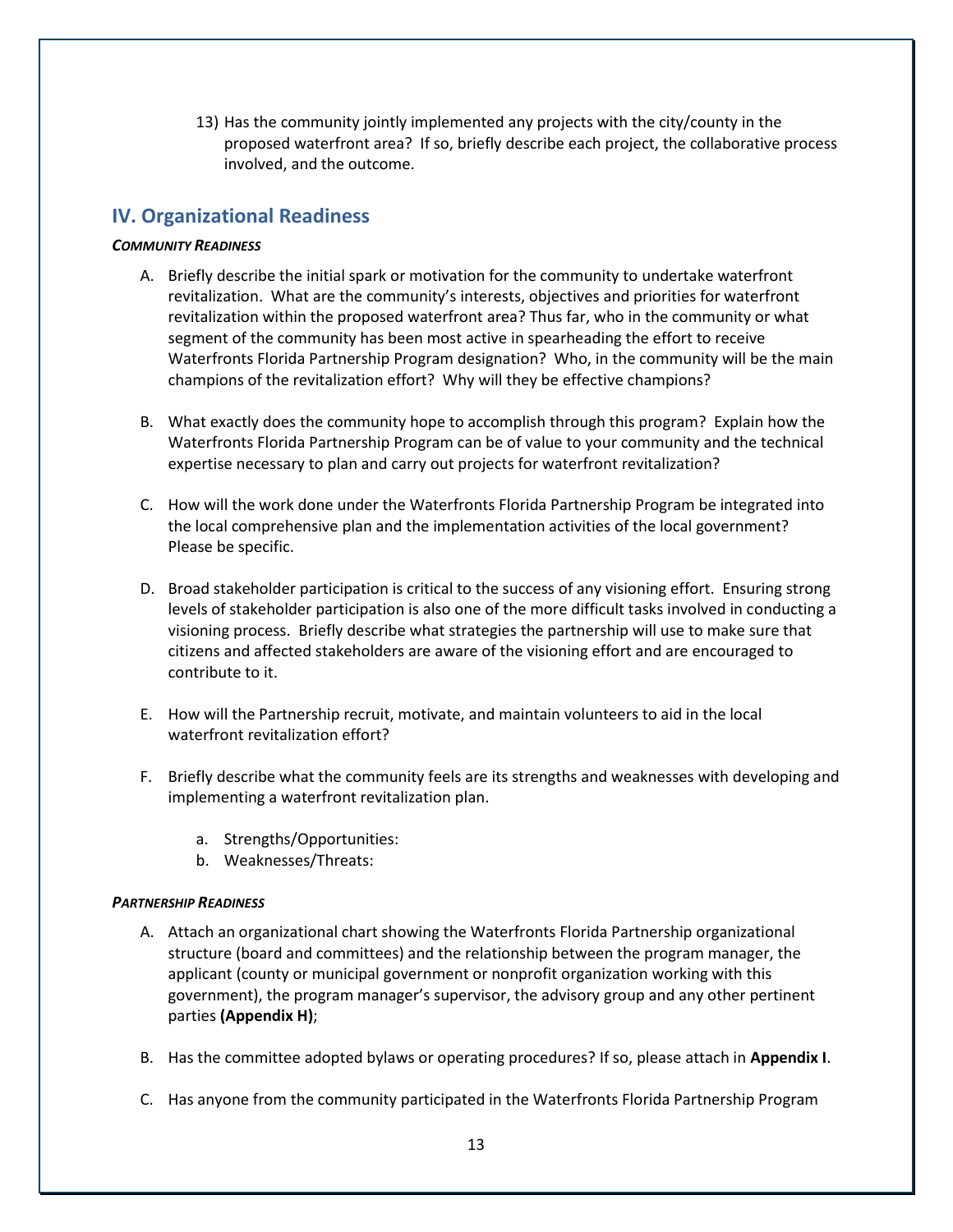13) Has the community jointly implemented any projects with the city/county in the proposed waterfront area? If so, briefly describe each project, the collaborative process involved, and the outcome.

## IV. Organizational Readiness

***Community Readiness***

A. Briefly describe the initial spark or motivation for the community to undertake waterfront revitalization. What are the community's interests, objectives and priorities for waterfront revitalization within the proposed waterfront area? Thus far, who in the community or what segment of the community has been most active in spearheading the effort to receive Waterfronts Florida Partnership Program designation? Who, in the community will be the main champions of the revitalization effort? Why will they be effective champions?

B. What exactly does the community hope to accomplish through this program? Explain how the Waterfronts Florida Partnership Program can be of value to your community and the technical expertise necessary to plan and carry out projects for waterfront revitalization?

C. How will the work done under the Waterfronts Florida Partnership Program be integrated into the local comprehensive plan and the implementation activities of the local government? Please be specific.

D. Broad stakeholder participation is critical to the success of any visioning effort. Ensuring strong levels of stakeholder participation is also one of the more difficult tasks involved in conducting a visioning process. Briefly describe what strategies the partnership will use to make sure that citizens and affected stakeholders are aware of the visioning effort and are encouraged to contribute to it.

E. How will the Partnership recruit, motivate, and maintain volunteers to aid in the local waterfront revitalization effort?

F. Briefly describe what the community feels are its strengths and weaknesses with developing and implementing a waterfront revitalization plan.

   a. Strengths/Opportunities:
   b. Weaknesses/Threats:

***Partnership Readiness***

A. Attach an organizational chart showing the Waterfronts Florida Partnership organizational structure (board and committees) and the relationship between the program manager, the applicant (county or municipal government or nonprofit organization working with this government), the program manager's supervisor, the advisory group and any other pertinent parties **(Appendix H)**;

B. Has the committee adopted bylaws or operating procedures? If so, please attach in **Appendix I**.

C. Has anyone from the community participated in the Waterfronts Florida Partnership Program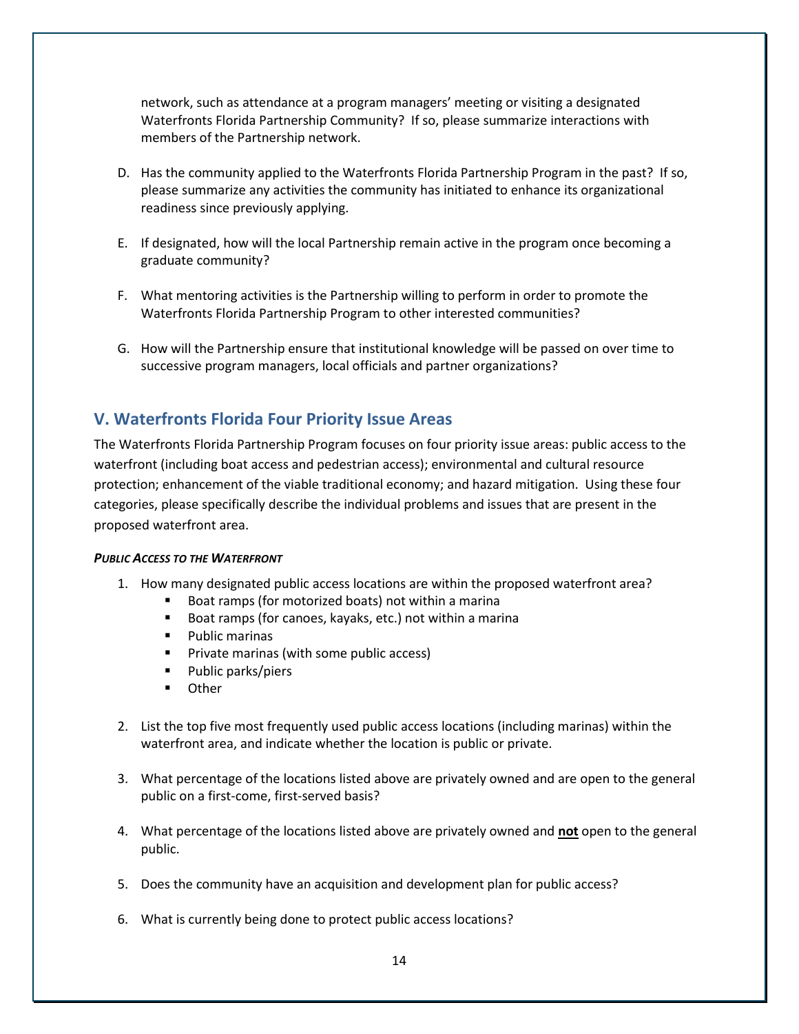network, such as attendance at a program managers' meeting or visiting a designated Waterfronts Florida Partnership Community? If so, please summarize interactions with members of the Partnership network.

D. Has the community applied to the Waterfronts Florida Partnership Program in the past? If so, please summarize any activities the community has initiated to enhance its organizational readiness since previously applying.

E. If designated, how will the local Partnership remain active in the program once becoming a graduate community?

F. What mentoring activities is the Partnership willing to perform in order to promote the Waterfronts Florida Partnership Program to other interested communities?

G. How will the Partnership ensure that institutional knowledge will be passed on over time to successive program managers, local officials and partner organizations?

## V. Waterfronts Florida Four Priority Issue Areas

The Waterfronts Florida Partnership Program focuses on four priority issue areas: public access to the waterfront (including boat access and pedestrian access); environmental and cultural resource protection; enhancement of the viable traditional economy; and hazard mitigation. Using these four categories, please specifically describe the individual problems and issues that are present in the proposed waterfront area.

***PUBLIC ACCESS TO THE WATERFRONT***

1. How many designated public access locations are within the proposed waterfront area?
   - Boat ramps (for motorized boats) not within a marina
   - Boat ramps (for canoes, kayaks, etc.) not within a marina
   - Public marinas
   - Private marinas (with some public access)
   - Public parks/piers
   - Other

2. List the top five most frequently used public access locations (including marinas) within the waterfront area, and indicate whether the location is public or private.

3. What percentage of the locations listed above are privately owned and are open to the general public on a first-come, first-served basis?

4. What percentage of the locations listed above are privately owned and **<u>not</u>** open to the general public.

5. Does the community have an acquisition and development plan for public access?

6. What is currently being done to protect public access locations?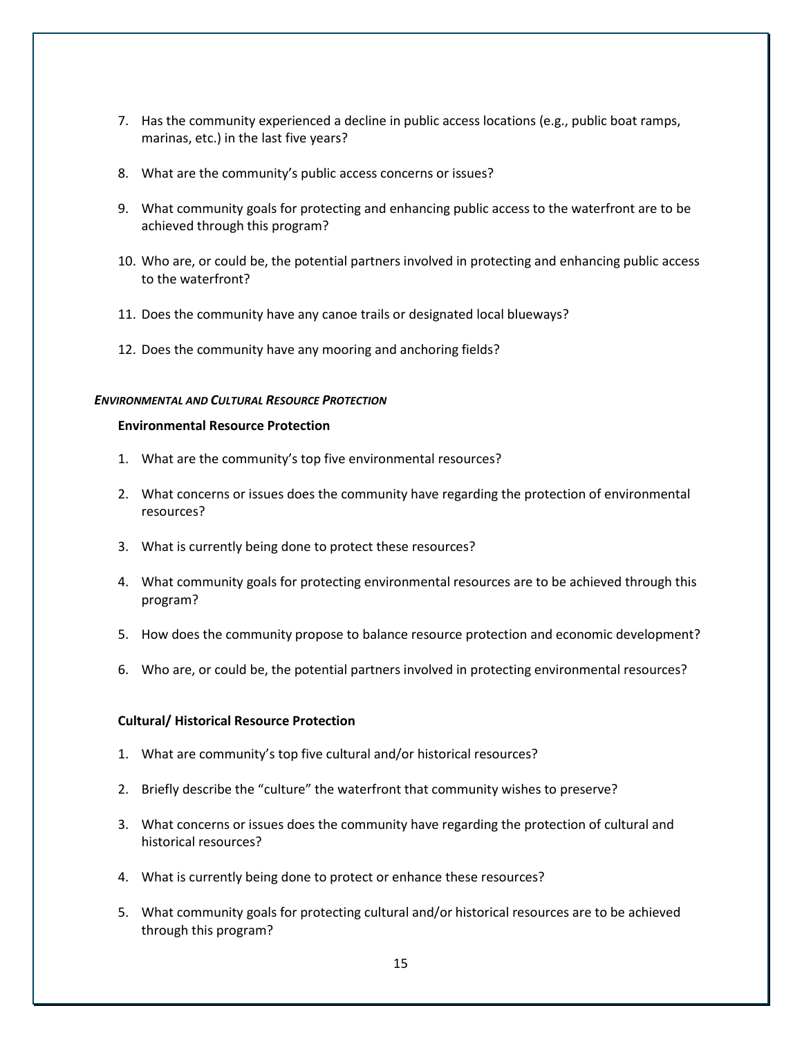7. Has the community experienced a decline in public access locations (e.g., public boat ramps, marinas, etc.) in the last five years?

8. What are the community's public access concerns or issues?

9. What community goals for protecting and enhancing public access to the waterfront are to be achieved through this program?

10. Who are, or could be, the potential partners involved in protecting and enhancing public access to the waterfront?

11. Does the community have any canoe trails or designated local blueways?

12. Does the community have any mooring and anchoring fields?

***ENVIRONMENTAL AND CULTURAL RESOURCE PROTECTION***

**Environmental Resource Protection**

1. What are the community's top five environmental resources?

2. What concerns or issues does the community have regarding the protection of environmental resources?

3. What is currently being done to protect these resources?

4. What community goals for protecting environmental resources are to be achieved through this program?

5. How does the community propose to balance resource protection and economic development?

6. Who are, or could be, the potential partners involved in protecting environmental resources?

**Cultural/ Historical Resource Protection**

1. What are community's top five cultural and/or historical resources?

2. Briefly describe the "culture" the waterfront that community wishes to preserve?

3. What concerns or issues does the community have regarding the protection of cultural and historical resources?

4. What is currently being done to protect or enhance these resources?

5. What community goals for protecting cultural and/or historical resources are to be achieved through this program?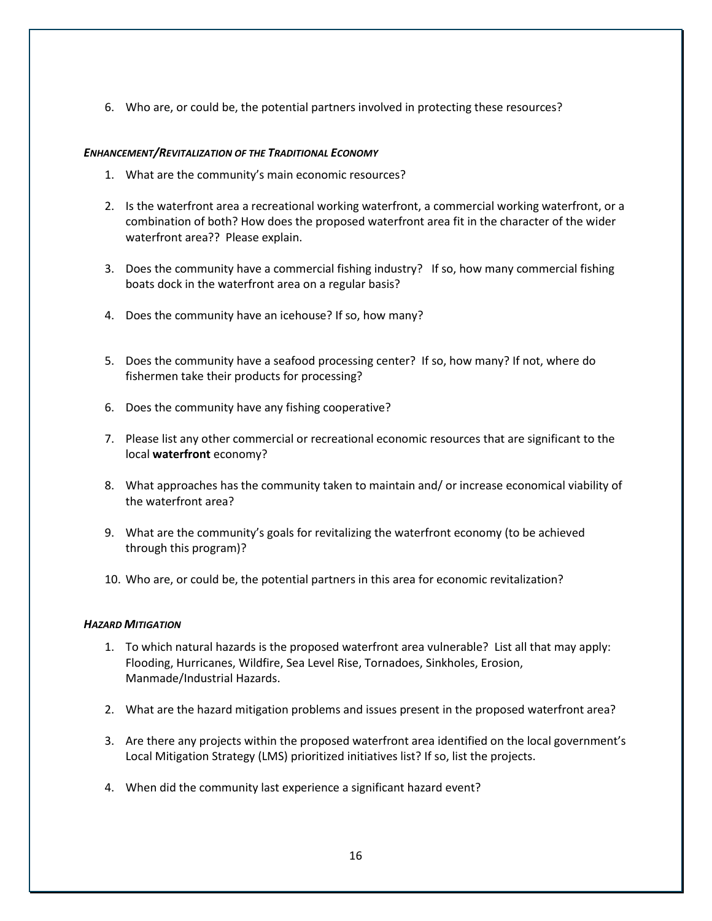6. Who are, or could be, the potential partners involved in protecting these resources?

***ENHANCEMENT/REVITALIZATION OF THE TRADITIONAL ECONOMY***

1. What are the community's main economic resources?

2. Is the waterfront area a recreational working waterfront, a commercial working waterfront, or a combination of both? How does the proposed waterfront area fit in the character of the wider waterfront area?? Please explain.

3. Does the community have a commercial fishing industry? If so, how many commercial fishing boats dock in the waterfront area on a regular basis?

4. Does the community have an icehouse? If so, how many?

5. Does the community have a seafood processing center? If so, how many? If not, where do fishermen take their products for processing?

6. Does the community have any fishing cooperative?

7. Please list any other commercial or recreational economic resources that are significant to the local **waterfront** economy?

8. What approaches has the community taken to maintain and/ or increase economical viability of the waterfront area?

9. What are the community's goals for revitalizing the waterfront economy (to be achieved through this program)?

10. Who are, or could be, the potential partners in this area for economic revitalization?

***HAZARD MITIGATION***

1. To which natural hazards is the proposed waterfront area vulnerable? List all that may apply: Flooding, Hurricanes, Wildfire, Sea Level Rise, Tornadoes, Sinkholes, Erosion, Manmade/Industrial Hazards.

2. What are the hazard mitigation problems and issues present in the proposed waterfront area?

3. Are there any projects within the proposed waterfront area identified on the local government's Local Mitigation Strategy (LMS) prioritized initiatives list? If so, list the projects.

4. When did the community last experience a significant hazard event?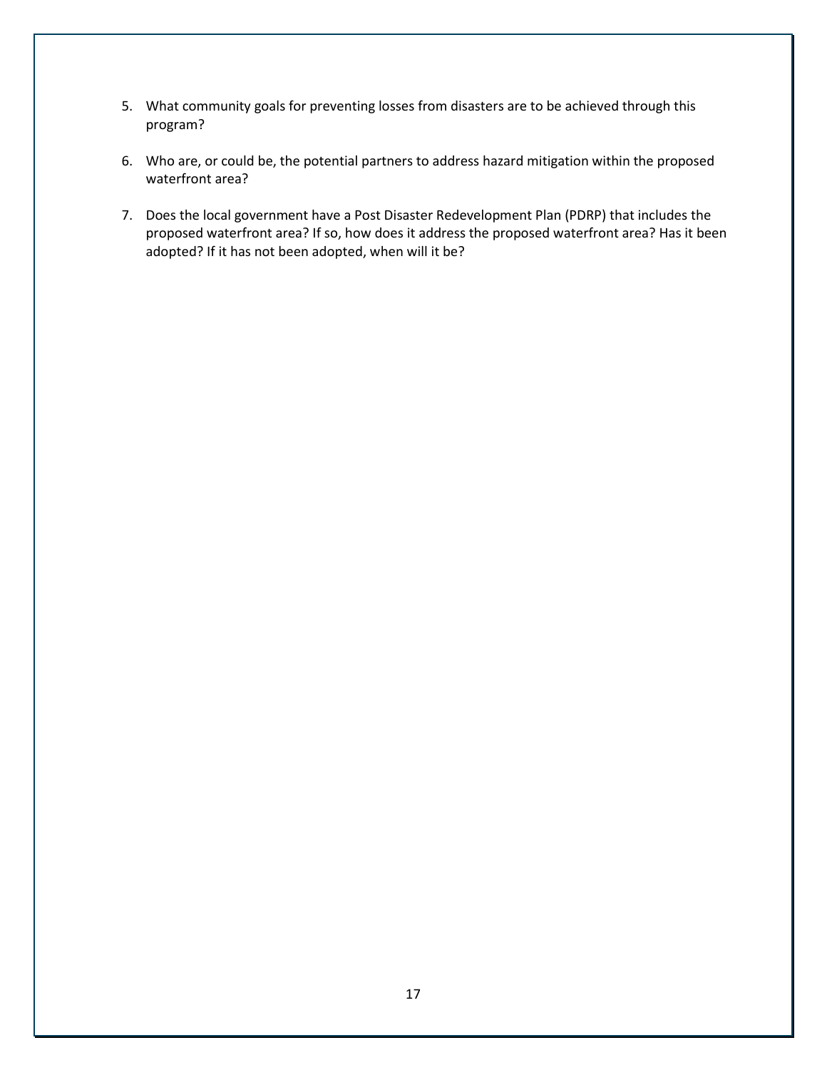5. What community goals for preventing losses from disasters are to be achieved through this program?

6. Who are, or could be, the potential partners to address hazard mitigation within the proposed waterfront area?

7. Does the local government have a Post Disaster Redevelopment Plan (PDRP) that includes the proposed waterfront area? If so, how does it address the proposed waterfront area? Has it been adopted? If it has not been adopted, when will it be?